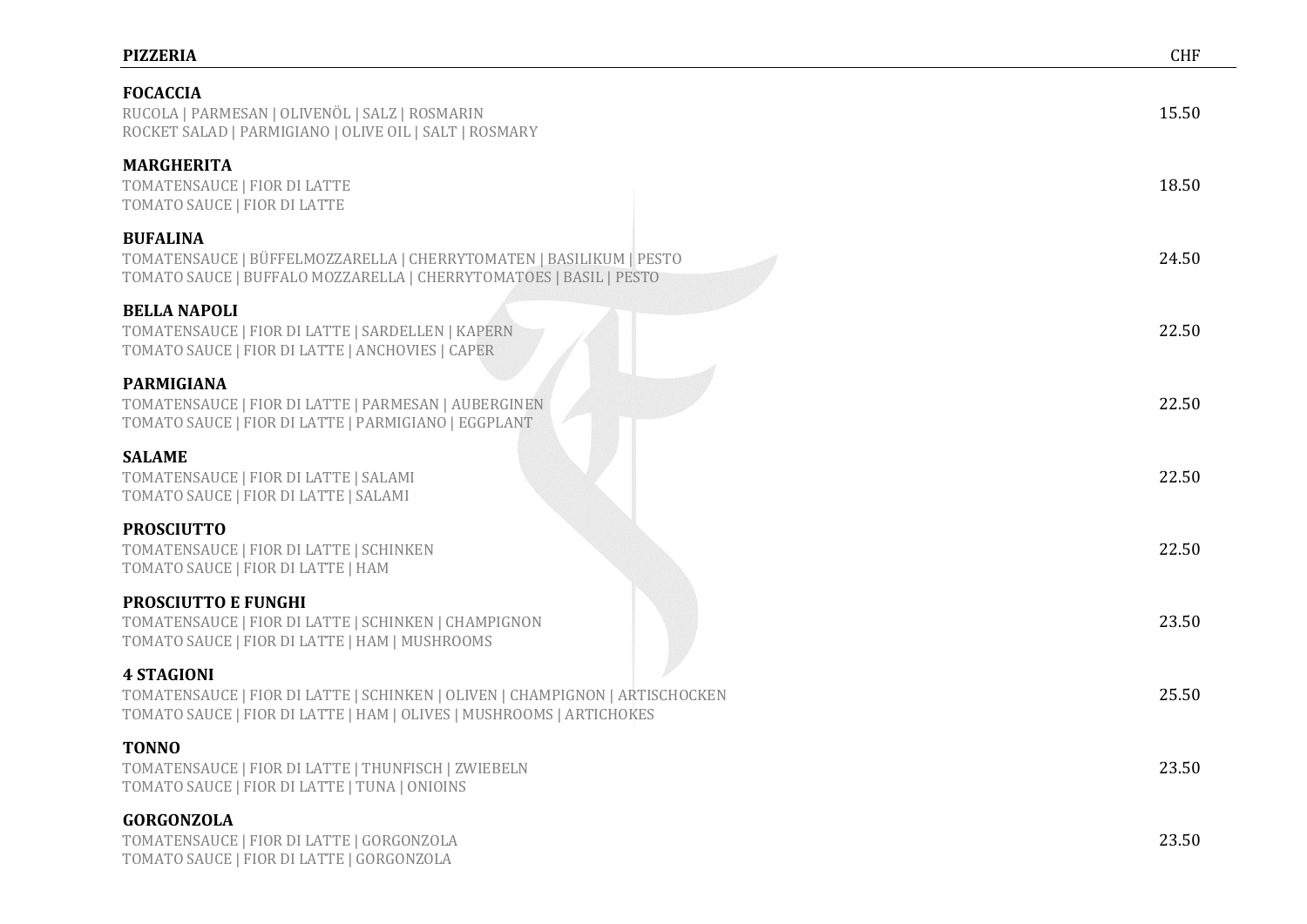## PIZZERIA

CHF

**FOCACCIA**
RUCOLA | PARMESAN | OLIVENÖL | SALZ | ROSMARIN
ROCKET SALAD | PARMIGIANO | OLIVE OIL | SALT | ROSMARY
15.50

**MARGHERITA**
TOMATENSAUCE | FIOR DI LATTE
TOMATO SAUCE | FIOR DI LATTE
18.50

**BUFALINA**
TOMATENSAUCE | BÜFFELMOZZARELLA | CHERRYTOMATEN | BASILIKUM | PESTO
TOMATO SAUCE | BUFFALO MOZZARELLA | CHERRYTOMATOES | BASIL | PESTO
24.50

**BELLA NAPOLI**
TOMATENSAUCE | FIOR DI LATTE | SARDELLEN | KAPERN
TOMATO SAUCE | FIOR DI LATTE | ANCHOVIES | CAPER
22.50

**PARMIGIANA**
TOMATENSAUCE | FIOR DI LATTE | PARMESAN | AUBERGINEN
TOMATO SAUCE | FIOR DI LATTE | PARMIGIANO | EGGPLANT
22.50

**SALAME**
TOMATENSAUCE | FIOR DI LATTE | SALAMI
TOMATO SAUCE | FIOR DI LATTE | SALAMI
22.50

**PROSCIUTTO**
TOMATENSAUCE | FIOR DI LATTE | SCHINKEN
TOMATO SAUCE | FIOR DI LATTE | HAM
22.50

**PROSCIUTTO E FUNGHI**
TOMATENSAUCE | FIOR DI LATTE | SCHINKEN | CHAMPIGNON
TOMATO SAUCE | FIOR DI LATTE | HAM | MUSHROOMS
23.50

**4 STAGIONI**
TOMATENSAUCE | FIOR DI LATTE | SCHINKEN | OLIVEN | CHAMPIGNON | ARTISCHOCKEN
TOMATO SAUCE | FIOR DI LATTE | HAM | OLIVES | MUSHROOMS | ARTICHOKES
25.50

**TONNO**
TOMATENSAUCE | FIOR DI LATTE | THUNFISCH | ZWIEBELN
TOMATO SAUCE | FIOR DI LATTE | TUNA | ONIOINS
23.50

**GORGONZOLA**
TOMATENSAUCE | FIOR DI LATTE | GORGONZOLA
TOMATO SAUCE | FIOR DI LATTE | GORGONZOLA
23.50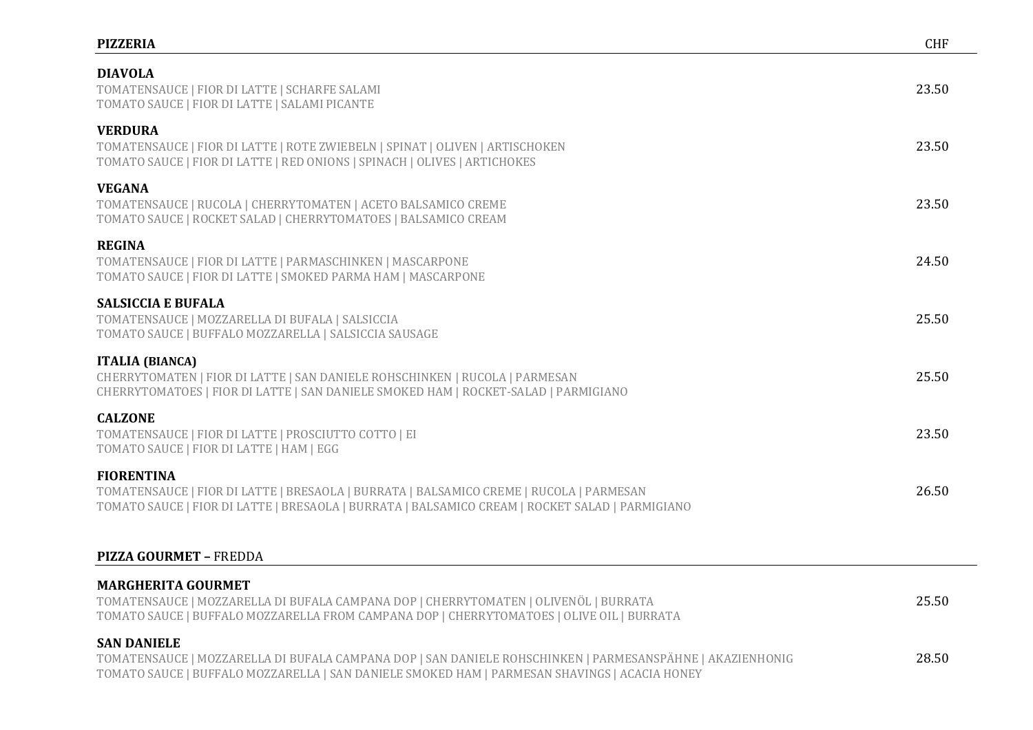## PIZZERIA

CHF

**DIAVOLA** 23.50
TOMATENSAUCE | FIOR DI LATTE | SCHARFE SALAMI
TOMATO SAUCE | FIOR DI LATTE | SALAMI PICANTE

**VERDURA** 23.50
TOMATENSAUCE | FIOR DI LATTE | ROTE ZWIEBELN | SPINAT | OLIVEN | ARTISCHOKEN
TOMATO SAUCE | FIOR DI LATTE | RED ONIONS | SPINACH | OLIVES | ARTICHOKES

**VEGANA** 23.50
TOMATENSAUCE | RUCOLA | CHERRYTOMATEN | ACETO BALSAMICO CREME
TOMATO SAUCE | ROCKET SALAD | CHERRYTOMATOES | BALSAMICO CREAM

**REGINA** 24.50
TOMATENSAUCE | FIOR DI LATTE | PARMASCHINKEN | MASCARPONE
TOMATO SAUCE | FIOR DI LATTE | SMOKED PARMA HAM | MASCARPONE

**SALSICCIA E BUFALA** 25.50
TOMATENSAUCE | MOZZARELLA DI BUFALA | SALSICCIA
TOMATO SAUCE | BUFFALO MOZZARELLA | SALSICCIA SAUSAGE

**ITALIA (BIANCA)** 25.50
CHERRYTOMATEN | FIOR DI LATTE | SAN DANIELE ROHSCHINKEN | RUCOLA | PARMESAN
CHERRYTOMATOES | FIOR DI LATTE | SAN DANIELE SMOKED HAM | ROCKET-SALAD | PARMIGIANO

**CALZONE** 23.50
TOMATENSAUCE | FIOR DI LATTE | PROSCIUTTO COTTO | EI
TOMATO SAUCE | FIOR DI LATTE | HAM | EGG

**FIORENTINA** 26.50
TOMATENSAUCE | FIOR DI LATTE | BRESAOLA | BURRATA | BALSAMICO CREME | RUCOLA | PARMESAN
TOMATO SAUCE | FIOR DI LATTE | BRESAOLA | BURRATA | BALSAMICO CREAM | ROCKET SALAD | PARMIGIANO

## PIZZA GOURMET – FREDDA

**MARGHERITA GOURMET** 25.50
TOMATENSAUCE | MOZZARELLA DI BUFALA CAMPANA DOP | CHERRYTOMATEN | OLIVENÖL | BURRATA
TOMATO SAUCE | BUFFALO MOZZARELLA FROM CAMPANA DOP | CHERRYTOMATOES | OLIVE OIL | BURRATA

**SAN DANIELE** 28.50
TOMATENSAUCE | MOZZARELLA DI BUFALA CAMPANA DOP | SAN DANIELE ROHSCHINKEN | PARMESANSPÄHNE | AKAZIENHONIG
TOMATO SAUCE | BUFFALO MOZZARELLA | SAN DANIELE SMOKED HAM | PARMESAN SHAVINGS | ACACIA HONEY